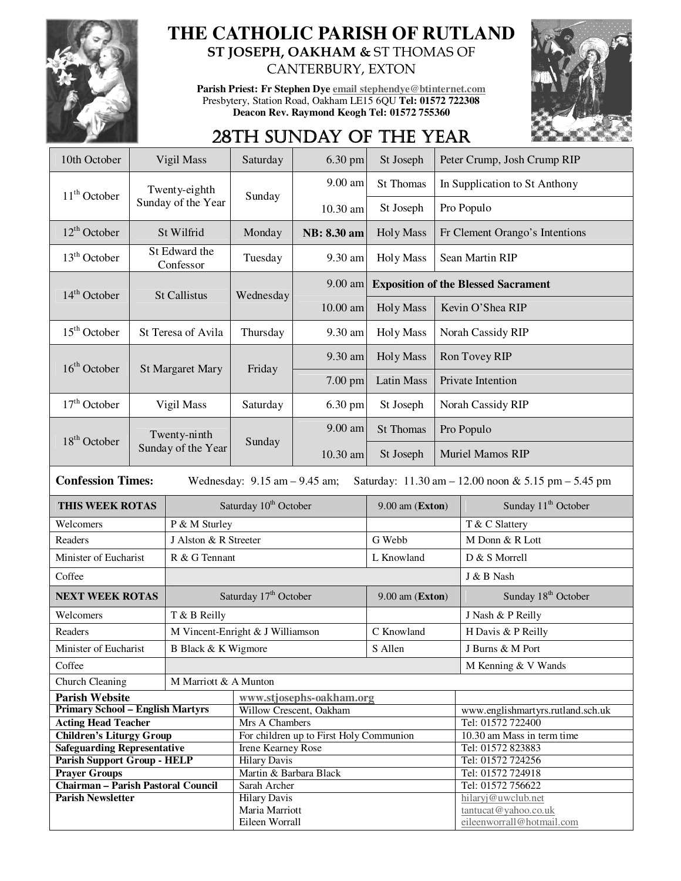# THE CATHOLIC PARISH OF RUTLAND

## ST JOSEPH, OAKHAM & ST THOMAS OF CANTERBURY, EXTON

**Parish Priest: Fr Stephen Dye** email stephendye@btinternet.com
Presbytery, Station Road, Oakham LE15 6QU **Tel: 01572 722308**
**Deacon Rev. Raymond Keogh Tel: 01572 755360**

## 28TH SUNDAY OF THE YEAR

| Date | Day | Weekday | Time | Location | Intention |
|---|---|---|---|---|---|
| 10th October | Vigil Mass | Saturday | 6.30 pm | St Joseph | Peter Crump, Josh Crump RIP |
| 11th October | Twenty-eighth Sunday of the Year | Sunday | 9.00 am | St Thomas | In Supplication to St Anthony |
| | | | 10.30 am | St Joseph | Pro Populo |
| 12th October | St Wilfrid | Monday | **NB: 8.30 am** | Holy Mass | Fr Clement Orango's Intentions |
| 13th October | St Edward the Confessor | Tuesday | 9.30 am | Holy Mass | Sean Martin RIP |
| 14th October | St Callistus | Wednesday | 9.00 am | **Exposition of the Blessed Sacrament** | |
| | | | 10.00 am | Holy Mass | Kevin O'Shea RIP |
| 15th October | St Teresa of Avila | Thursday | 9.30 am | Holy Mass | Norah Cassidy RIP |
| 16th October | St Margaret Mary | Friday | 9.30 am | Holy Mass | Ron Tovey RIP |
| | | | 7.00 pm | Latin Mass | Private Intention |
| 17th October | Vigil Mass | Saturday | 6.30 pm | St Joseph | Norah Cassidy RIP |
| 18th October | Twenty-ninth Sunday of the Year | Sunday | 9.00 am | St Thomas | Pro Populo |
| | | | 10.30 am | St Joseph | Muriel Mamos RIP |

**Confession Times:** Wednesday: 9.15 am – 9.45 am; Saturday: 11.30 am – 12.00 noon & 5.15 pm – 5.45 pm

| **THIS WEEK ROTAS** | Saturday 10th October | 9.00 am (**Exton**) | Sunday 11th October |
|---|---|---|---|
| Welcomers | P & M Sturley | | T & C Slattery |
| Readers | J Alston & R Streeter | G Webb | M Donn & R Lott |
| Minister of Eucharist | R & G Tennant | L Knowland | D & S Morrell |
| Coffee | | | J & B Nash |
| **NEXT WEEK ROTAS** | Saturday 17th October | 9.00 am (**Exton**) | Sunday 18th October |
| Welcomers | T & B Reilly | | J Nash & P Reilly |
| Readers | M Vincent-Enright & J Williamson | C Knowland | H Davis & P Reilly |
| Minister of Eucharist | B Black & K Wigmore | S Allen | J Burns & M Port |
| Coffee | | | M Kenning & V Wands |
| Church Cleaning | M Marriott & A Munton | | |

| | | |
|---|---|---|
| **Parish Website** | www.stjosephs-oakham.org | |
| **Primary School – English Martyrs** | Willow Crescent, Oakham | www.englishmartyrs.rutland.sch.uk |
| **Acting Head Teacher** | Mrs A Chambers | Tel: 01572 722400 |
| **Children's Liturgy Group** | For children up to First Holy Communion | 10.30 am Mass in term time |
| **Safeguarding Representative** | Irene Kearney Rose | Tel: 01572 823883 |
| **Parish Support Group - HELP** | Hilary Davis | Tel: 01572 724256 |
| **Prayer Groups** | Martin & Barbara Black | Tel: 01572 724918 |
| **Chairman – Parish Pastoral Council** | Sarah Archer | Tel: 01572 756622 |
| **Parish Newsletter** | Hilary Davis | hilaryj@uwclub.net |
| | Maria Marriott | tantucat@yahoo.co.uk |
| | Eileen Worrall | eileenworrall@hotmail.com |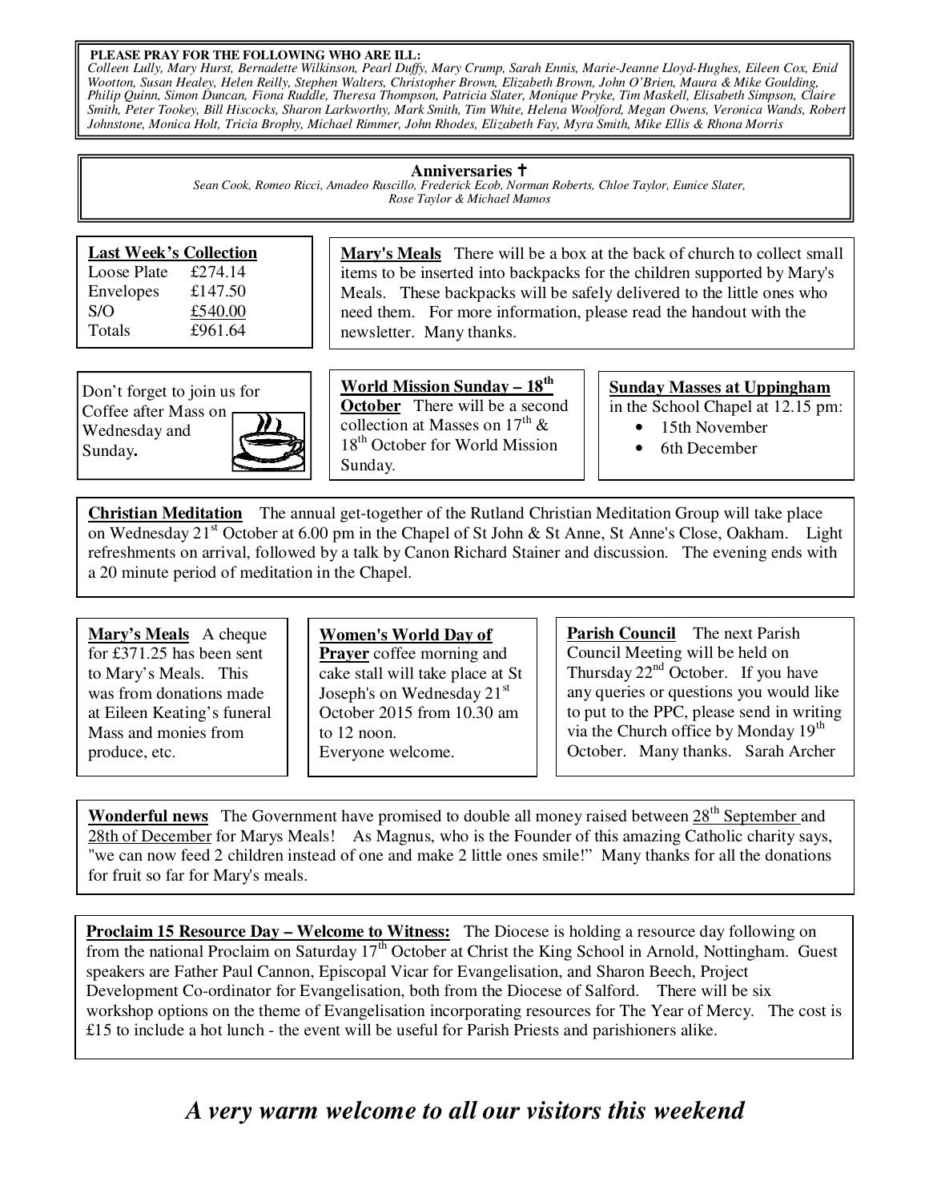**PLEASE PRAY FOR THE FOLLOWING WHO ARE ILL:**

*Colleen Lully, Mary Hurst, Bernadette Wilkinson, Pearl Duffy, Mary Crump, Sarah Ennis, Marie-Jeanne Lloyd-Hughes, Eileen Cox, Enid Wootton, Susan Healey, Helen Reilly, Stephen Walters, Christopher Brown, Elizabeth Brown, John O'Brien, Maura & Mike Goulding, Philip Quinn, Simon Duncan, Fiona Ruddle, Theresa Thompson, Patricia Slater, Monique Pryke, Tim Maskell, Elisabeth Simpson, Claire Smith, Peter Tookey, Bill Hiscocks, Sharon Larkworthy, Mark Smith, Tim White, Helena Woolford, Megan Owens, Veronica Wands, Robert Johnstone, Monica Holt, Tricia Brophy, Michael Rimmer, John Rhodes, Elizabeth Fay, Myra Smith, Mike Ellis & Rhona Morris*

**Anniversaries ✝**

*Sean Cook, Romeo Ricci, Amadeo Ruscillo, Frederick Ecob, Norman Roberts, Chloe Taylor, Eunice Slater, Rose Taylor & Michael Mamos*

**Last Week's Collection**

| | |
|---|---|
| Loose Plate | £274.14 |
| Envelopes | £147.50 |
| S/O | £540.00 |
| Totals | £961.64 |

**Mary's Meals** There will be a box at the back of church to collect small items to be inserted into backpacks for the children supported by Mary's Meals. These backpacks will be safely delivered to the little ones who need them. For more information, please read the handout with the newsletter. Many thanks.

Don't forget to join us for Coffee after Mass on Wednesday and Sunday**.**

**World Mission Sunday – 18th October** There will be a second collection at Masses on 17th & 18th October for World Mission Sunday.

**Sunday Masses at Uppingham** in the School Chapel at 12.15 pm:

- 15th November
- 6th December

**Christian Meditation** The annual get-together of the Rutland Christian Meditation Group will take place on Wednesday 21st October at 6.00 pm in the Chapel of St John & St Anne, St Anne's Close, Oakham. Light refreshments on arrival, followed by a talk by Canon Richard Stainer and discussion. The evening ends with a 20 minute period of meditation in the Chapel.

**Mary's Meals** A cheque for £371.25 has been sent to Mary's Meals. This was from donations made at Eileen Keating's funeral Mass and monies from produce, etc.

**Women's World Day of Prayer** coffee morning and cake stall will take place at St Joseph's on Wednesday 21st October 2015 from 10.30 am to 12 noon.
Everyone welcome.

**Parish Council** The next Parish Council Meeting will be held on Thursday 22nd October. If you have any queries or questions you would like to put to the PPC, please send in writing via the Church office by Monday 19th October. Many thanks. Sarah Archer

**Wonderful news** The Government have promised to double all money raised between 28th September and 28th of December for Marys Meals! As Magnus, who is the Founder of this amazing Catholic charity says, "we can now feed 2 children instead of one and make 2 little ones smile!" Many thanks for all the donations for fruit so far for Mary's meals.

**Proclaim 15 Resource Day – Welcome to Witness:** The Diocese is holding a resource day following on from the national Proclaim on Saturday 17th October at Christ the King School in Arnold, Nottingham. Guest speakers are Father Paul Cannon, Episcopal Vicar for Evangelisation, and Sharon Beech, Project Development Co-ordinator for Evangelisation, both from the Diocese of Salford. There will be six workshop options on the theme of Evangelisation incorporating resources for The Year of Mercy. The cost is £15 to include a hot lunch - the event will be useful for Parish Priests and parishioners alike.

***A very warm welcome to all our visitors this weekend***